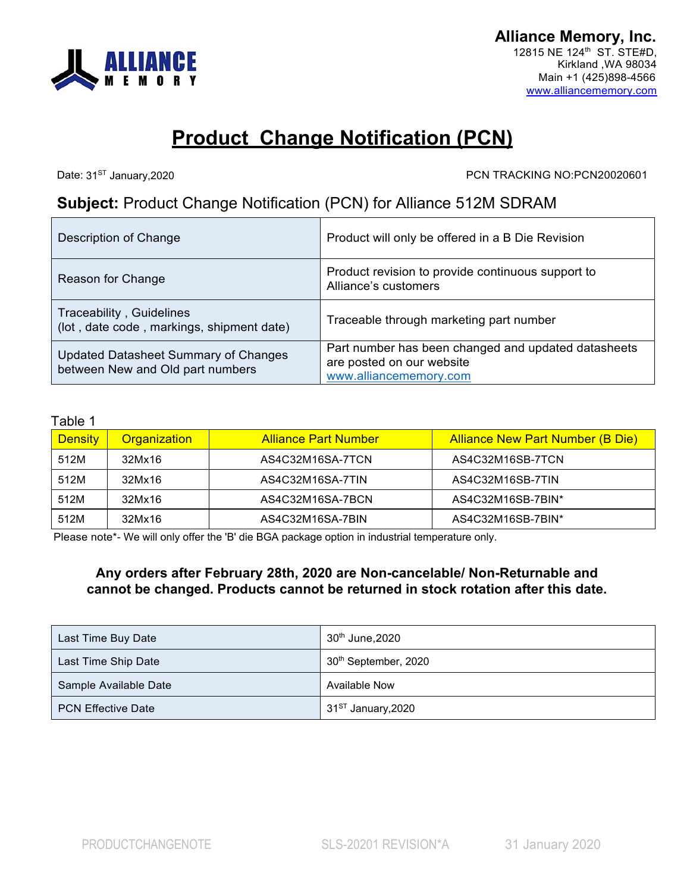**ALLIANCE MEMORY**

**Alliance Memory, Inc.**
12815 NE 124th ST. STE#D,
Kirkland ,WA 98034
Main +1 (425)898-4566
www.alliancememory.com

# Product Change Notification (PCN)

Date: 31ST January,2020

PCN TRACKING NO:PCN20020601

## **Subject:** Product Change Notification (PCN) for Alliance 512M SDRAM

| | |
|---|---|
| Description of Change | Product will only be offered in a B Die Revision |
| Reason for Change | Product revision to provide continuous support to Alliance's customers |
| Traceability , Guidelines (lot , date code , markings, shipment date) | Traceable through marketing part number |
| Updated Datasheet Summary of Changes between New and Old part numbers | Part number has been changed and updated datasheets are posted on our website www.alliancememory.com |

Table 1

| Density | Organization | Alliance Part Number | Alliance New Part Number (B Die) |
|---|---|---|---|
| 512M | 32Mx16 | AS4C32M16SA-7TCN | AS4C32M16SB-7TCN |
| 512M | 32Mx16 | AS4C32M16SA-7TIN | AS4C32M16SB-7TIN |
| 512M | 32Mx16 | AS4C32M16SA-7BCN | AS4C32M16SB-7BIN* |
| 512M | 32Mx16 | AS4C32M16SA-7BIN | AS4C32M16SB-7BIN* |

Please note*- We will only offer the 'B' die BGA package option in industrial temperature only.

**Any orders after February 28th, 2020 are Non-cancelable/ Non-Returnable and cannot be changed. Products cannot be returned in stock rotation after this date.**

| | |
|---|---|
| Last Time Buy Date | 30th June,2020 |
| Last Time Ship Date | 30th September, 2020 |
| Sample Available Date | Available Now |
| PCN Effective Date | 31ST January,2020 |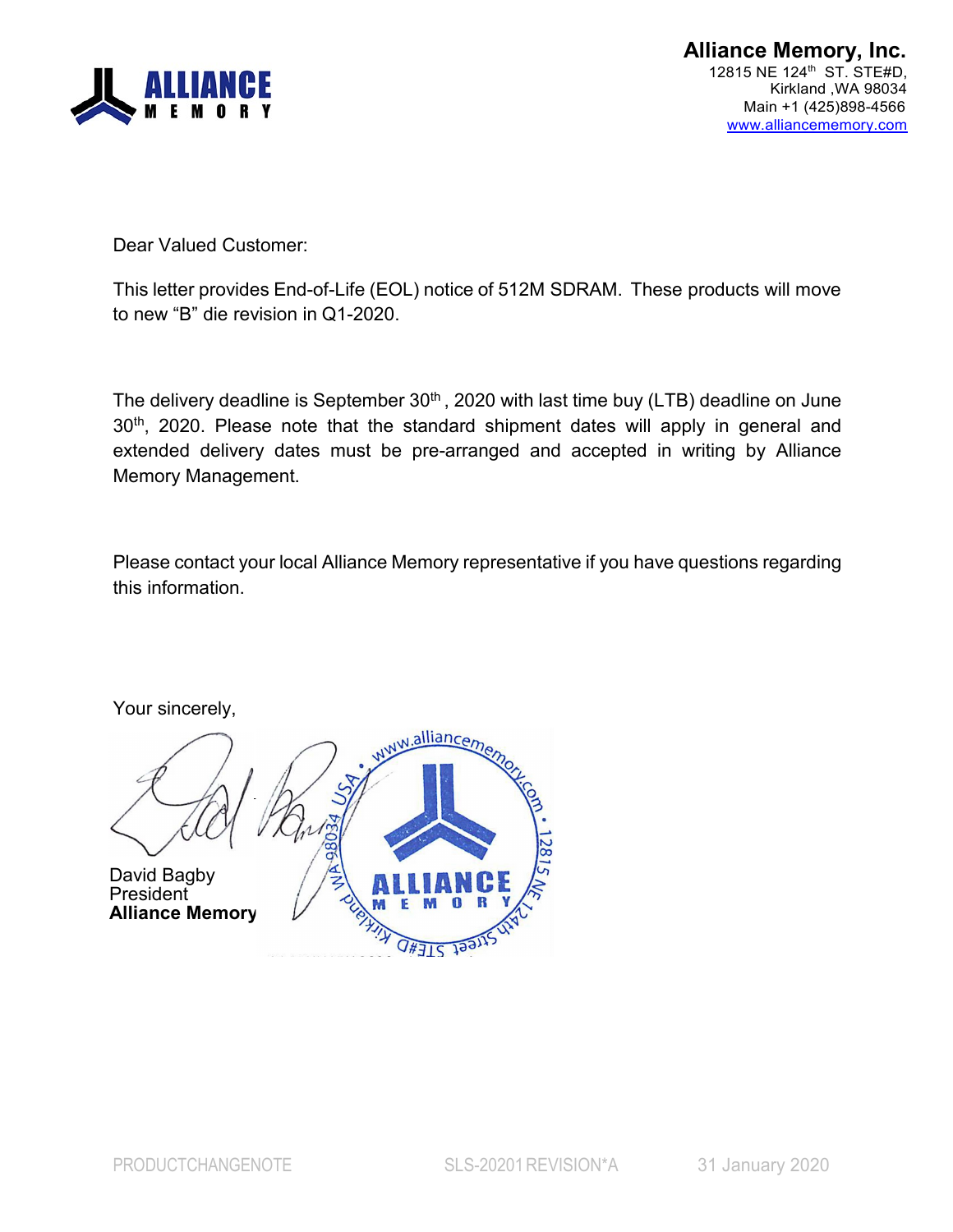**Alliance Memory, Inc.**
12815 NE 124th ST. STE#D,
Kirkland ,WA 98034
Main +1 (425)898-4566
www.alliancememory.com

Dear Valued Customer:

This letter provides End-of-Life (EOL) notice of 512M SDRAM. These products will move to new "B" die revision in Q1-2020.

The delivery deadline is September 30th, 2020 with last time buy (LTB) deadline on June 30th, 2020. Please note that the standard shipment dates will apply in general and extended delivery dates must be pre-arranged and accepted in writing by Alliance Memory Management.

Please contact your local Alliance Memory representative if you have questions regarding this information.

Your sincerely,

David Bagby
President
**Alliance Memory**

PRODUCTCHANGENOTE SLS-20201 REVISION*A 31 January 2020